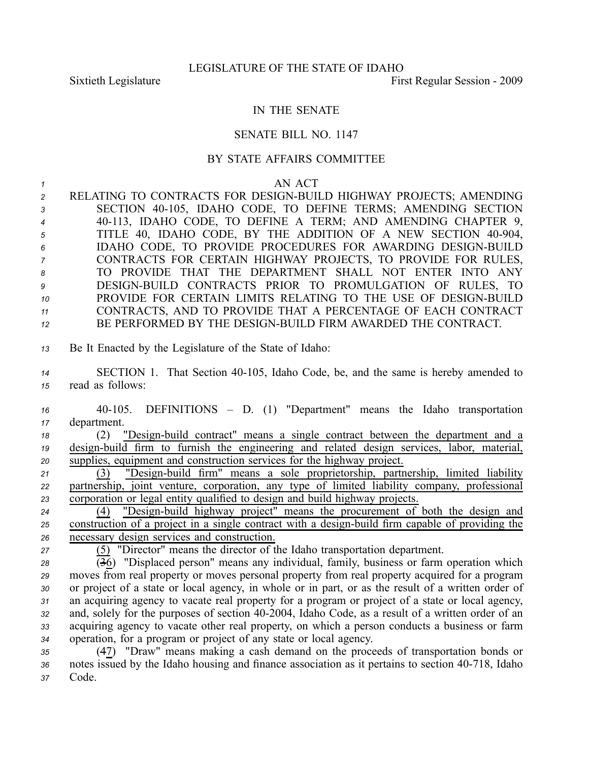LEGISLATURE OF THE STATE OF IDAHO

Sixtieth Legislature First Regular Session - 2009

# IN THE SENATE

## SENATE BILL NO. 1147

### BY STATE AFFAIRS COMMITTEE

AN ACT

RELATING TO CONTRACTS FOR DESIGN-BUILD HIGHWAY PROJECTS; AMENDING SECTION 40-105, IDAHO CODE, TO DEFINE TERMS; AMENDING SECTION 40-113, IDAHO CODE, TO DEFINE A TERM; AND AMENDING CHAPTER 9, TITLE 40, IDAHO CODE, BY THE ADDITION OF A NEW SECTION 40-904, IDAHO CODE, TO PROVIDE PROCEDURES FOR AWARDING DESIGN-BUILD CONTRACTS FOR CERTAIN HIGHWAY PROJECTS, TO PROVIDE FOR RULES, TO PROVIDE THAT THE DEPARTMENT SHALL NOT ENTER INTO ANY DESIGN-BUILD CONTRACTS PRIOR TO PROMULGATION OF RULES, TO PROVIDE FOR CERTAIN LIMITS RELATING TO THE USE OF DESIGN-BUILD CONTRACTS, AND TO PROVIDE THAT A PERCENTAGE OF EACH CONTRACT BE PERFORMED BY THE DESIGN-BUILD FIRM AWARDED THE CONTRACT.

Be It Enacted by the Legislature of the State of Idaho:

SECTION 1. That Section 40-105, Idaho Code, be, and the same is hereby amended to read as follows:

40-105. DEFINITIONS – D. (1) "Department" means the Idaho transportation department.

(2) "Design-build contract" means a single contract between the department and a design-build firm to furnish the engineering and related design services, labor, material, supplies, equipment and construction services for the highway project.

(3) "Design-build firm" means a sole proprietorship, partnership, limited liability partnership, joint venture, corporation, any type of limited liability company, professional corporation or legal entity qualified to design and build highway projects.

(4) "Design-build highway project" means the procurement of both the design and construction of a project in a single contract with a design-build firm capable of providing the necessary design services and construction.

(5) "Director" means the director of the Idaho transportation department.

(~~3~~6) "Displaced person" means any individual, family, business or farm operation which moves from real property or moves personal property from real property acquired for a program or project of a state or local agency, in whole or in part, or as the result of a written order of an acquiring agency to vacate real property for a program or project of a state or local agency, and, solely for the purposes of section 40-2004, Idaho Code, as a result of a written order of an acquiring agency to vacate other real property, on which a person conducts a business or farm operation, for a program or project of any state or local agency.

(~~4~~7) "Draw" means making a cash demand on the proceeds of transportation bonds or notes issued by the Idaho housing and finance association as it pertains to section 40-718, Idaho Code.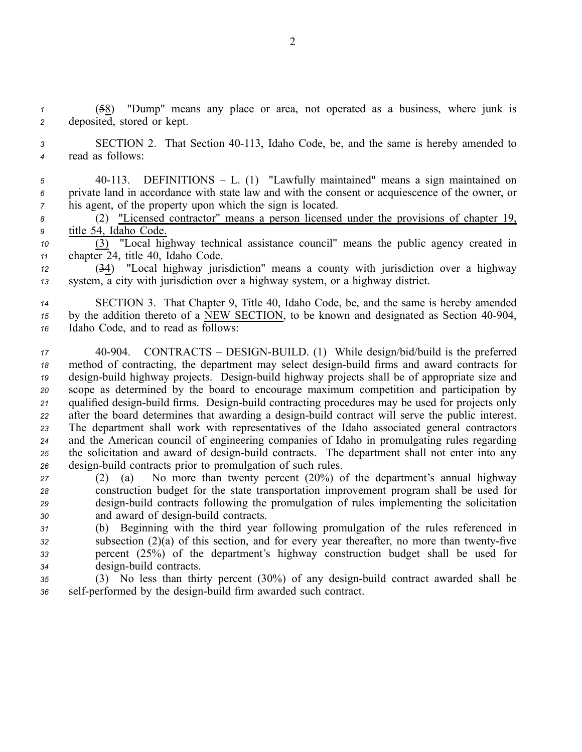(~~5~~8) "Dump" means any place or area, not operated as a business, where junk is deposited, stored or kept.

SECTION 2. That Section 40-113, Idaho Code, be, and the same is hereby amended to read as follows:

40-113. DEFINITIONS – L. (1) "Lawfully maintained" means a sign maintained on private land in accordance with state law and with the consent or acquiescence of the owner, or his agent, of the property upon which the sign is located.

(2) <u>"Licensed contractor" means a person licensed under the provisions of chapter 19, title 54, Idaho Code.</u>

<u>(3)</u> "Local highway technical assistance council" means the public agency created in chapter 24, title 40, Idaho Code.

(~~3~~4) "Local highway jurisdiction" means a county with jurisdiction over a highway system, a city with jurisdiction over a highway system, or a highway district.

SECTION 3. That Chapter 9, Title 40, Idaho Code, be, and the same is hereby amended by the addition thereto of a <u>NEW SECTION</u>, to be known and designated as Section 40-904, Idaho Code, and to read as follows:

40-904. CONTRACTS – DESIGN-BUILD. (1) While design/bid/build is the preferred method of contracting, the department may select design-build firms and award contracts for design-build highway projects. Design-build highway projects shall be of appropriate size and scope as determined by the board to encourage maximum competition and participation by qualified design-build firms. Design-build contracting procedures may be used for projects only after the board determines that awarding a design-build contract will serve the public interest. The department shall work with representatives of the Idaho associated general contractors and the American council of engineering companies of Idaho in promulgating rules regarding the solicitation and award of design-build contracts. The department shall not enter into any design-build contracts prior to promulgation of such rules.

(2) (a) No more than twenty percent (20%) of the department's annual highway construction budget for the state transportation improvement program shall be used for design-build contracts following the promulgation of rules implementing the solicitation and award of design-build contracts.

(b) Beginning with the third year following promulgation of the rules referenced in subsection (2)(a) of this section, and for every year thereafter, no more than twenty-five percent (25%) of the department's highway construction budget shall be used for design-build contracts.

(3) No less than thirty percent (30%) of any design-build contract awarded shall be self-performed by the design-build firm awarded such contract.